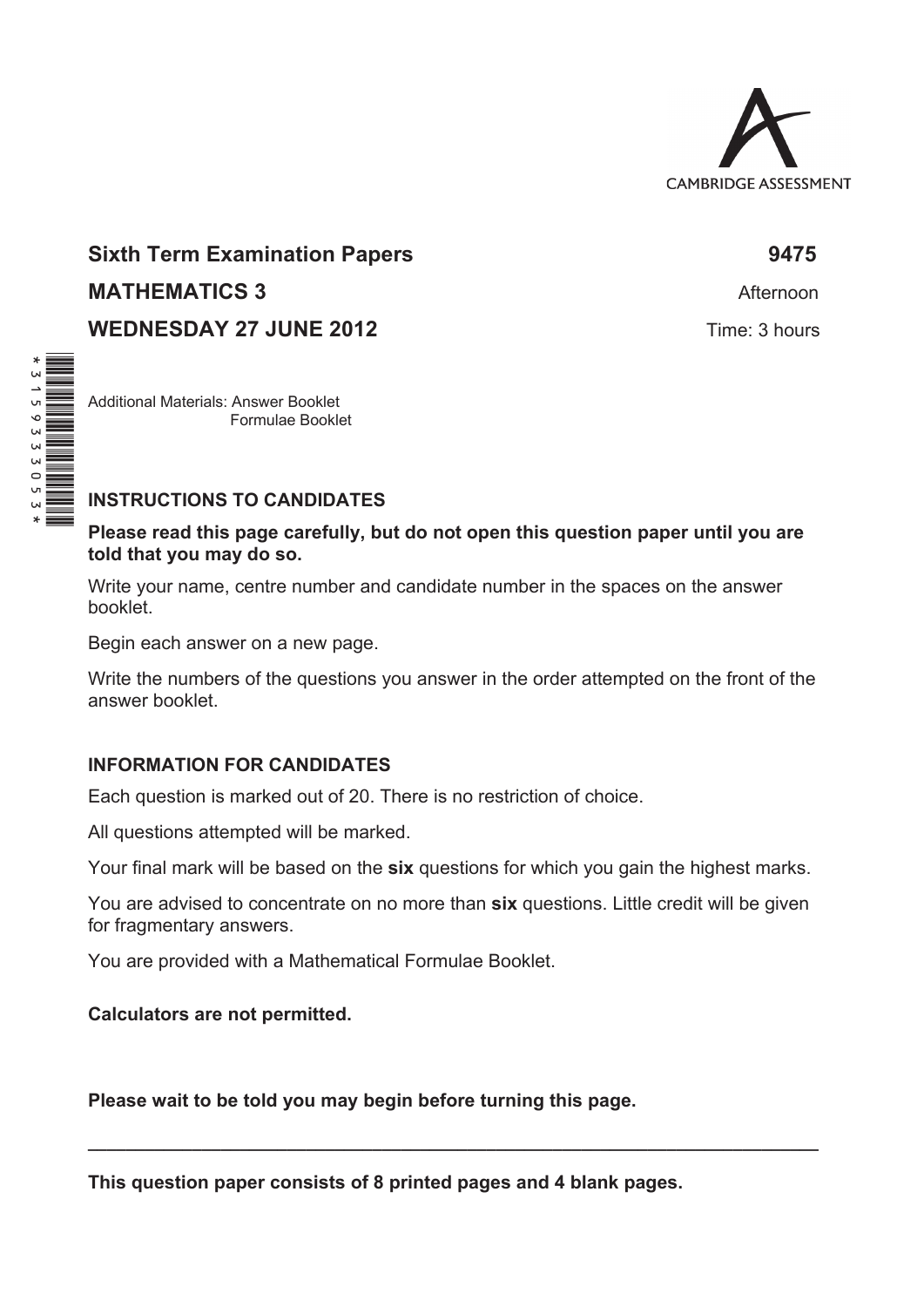CAMBRIDGE ASSESSMENT

**Sixth Term Examination Papers** **9475**

**MATHEMATICS 3** Afternoon

**WEDNESDAY 27 JUNE 2012** Time: 3 hours

Additional Materials: Answer Booklet
Formulae Booklet

## INSTRUCTIONS TO CANDIDATES

**Please read this page carefully, but do not open this question paper until you are told that you may do so.**

Write your name, centre number and candidate number in the spaces on the answer booklet.

Begin each answer on a new page.

Write the numbers of the questions you answer in the order attempted on the front of the answer booklet.

### INFORMATION FOR CANDIDATES

Each question is marked out of 20. There is no restriction of choice.

All questions attempted will be marked.

Your final mark will be based on the **six** questions for which you gain the highest marks.

You are advised to concentrate on no more than **six** questions. Little credit will be given for fragmentary answers.

You are provided with a Mathematical Formulae Booklet.

**Calculators are not permitted.**

**Please wait to be told you may begin before turning this page.**

---

**This question paper consists of 8 printed pages and 4 blank pages.**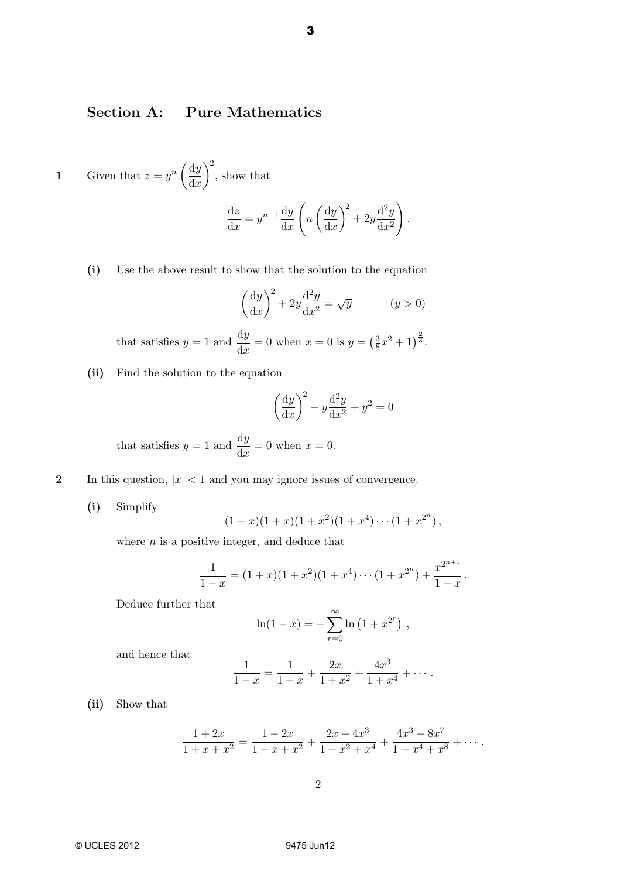## Section A: Pure Mathematics

**1** Given that $z = y^n \left(\dfrac{\mathrm{d}y}{\mathrm{d}x}\right)^2$, show that

$$\frac{\mathrm{d}z}{\mathrm{d}x} = y^{n-1}\frac{\mathrm{d}y}{\mathrm{d}x}\left(n\left(\frac{\mathrm{d}y}{\mathrm{d}x}\right)^2 + 2y\frac{\mathrm{d}^2y}{\mathrm{d}x^2}\right).$$

**(i)** Use the above result to show that the solution to the equation

$$\left(\frac{\mathrm{d}y}{\mathrm{d}x}\right)^2 + 2y\frac{\mathrm{d}^2y}{\mathrm{d}x^2} = \sqrt{y} \qquad (y > 0)$$

that satisfies $y = 1$ and $\dfrac{\mathrm{d}y}{\mathrm{d}x} = 0$ when $x = 0$ is $y = \left(\frac{3}{8}x^2 + 1\right)^{\frac{2}{3}}$.

**(ii)** Find the solution to the equation

$$\left(\frac{\mathrm{d}y}{\mathrm{d}x}\right)^2 - y\frac{\mathrm{d}^2y}{\mathrm{d}x^2} + y^2 = 0$$

that satisfies $y = 1$ and $\dfrac{\mathrm{d}y}{\mathrm{d}x} = 0$ when $x = 0$.

**2** In this question, $|x| < 1$ and you may ignore issues of convergence.

**(i)** Simplify

$$(1-x)(1+x)(1+x^2)(1+x^4)\cdots(1+x^{2^n}),$$

where $n$ is a positive integer, and deduce that

$$\frac{1}{1-x} = (1+x)(1+x^2)(1+x^4)\cdots(1+x^{2^n}) + \frac{x^{2^{n+1}}}{1-x}.$$

Deduce further that

$$\ln(1-x) = -\sum_{r=0}^{\infty} \ln\left(1 + x^{2^r}\right),$$

and hence that

$$\frac{1}{1-x} = \frac{1}{1+x} + \frac{2x}{1+x^2} + \frac{4x^3}{1+x^4} + \cdots.$$

**(ii)** Show that

$$\frac{1+2x}{1+x+x^2} = \frac{1-2x}{1-x+x^2} + \frac{2x-4x^3}{1-x^2+x^4} + \frac{4x^3-8x^7}{1-x^4+x^8} + \cdots.$$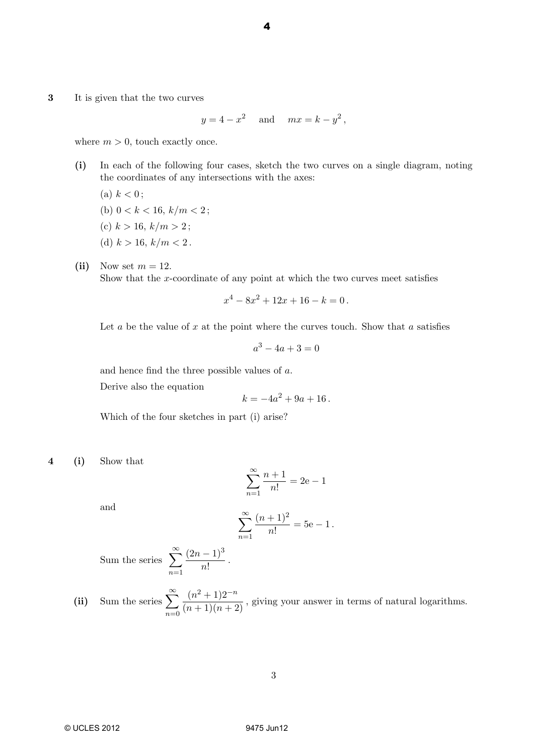**3** It is given that the two curves

$$y = 4 - x^2 \quad \text{and} \quad mx = k - y^2\,,$$

where $m > 0$, touch exactly once.

**(i)** In each of the following four cases, sketch the two curves on a single diagram, noting the coordinates of any intersections with the axes:

(a) $k < 0\,$;

(b) $0 < k < 16$, $k/m < 2\,$;

(c) $k > 16$, $k/m > 2\,$;

(d) $k > 16$, $k/m < 2\,$.

**(ii)** Now set $m = 12$.
Show that the $x$-coordinate of any point at which the two curves meet satisfies

$$x^4 - 8x^2 + 12x + 16 - k = 0\,.$$

Let $a$ be the value of $x$ at the point where the curves touch. Show that $a$ satisfies

$$a^3 - 4a + 3 = 0$$

and hence find the three possible values of $a$.

Derive also the equation

$$k = -4a^2 + 9a + 16\,.$$

Which of the four sketches in part (i) arise?

**4** **(i)** Show that

$$\sum_{n=1}^{\infty} \frac{n+1}{n!} = 2\text{e} - 1$$

and

$$\sum_{n=1}^{\infty} \frac{(n+1)^2}{n!} = 5\text{e} - 1\,.$$

Sum the series $\displaystyle\sum_{n=1}^{\infty} \frac{(2n-1)^3}{n!}$.

**(ii)** Sum the series $\displaystyle\sum_{n=0}^{\infty} \frac{(n^2+1)2^{-n}}{(n+1)(n+2)}$, giving your answer in terms of natural logarithms.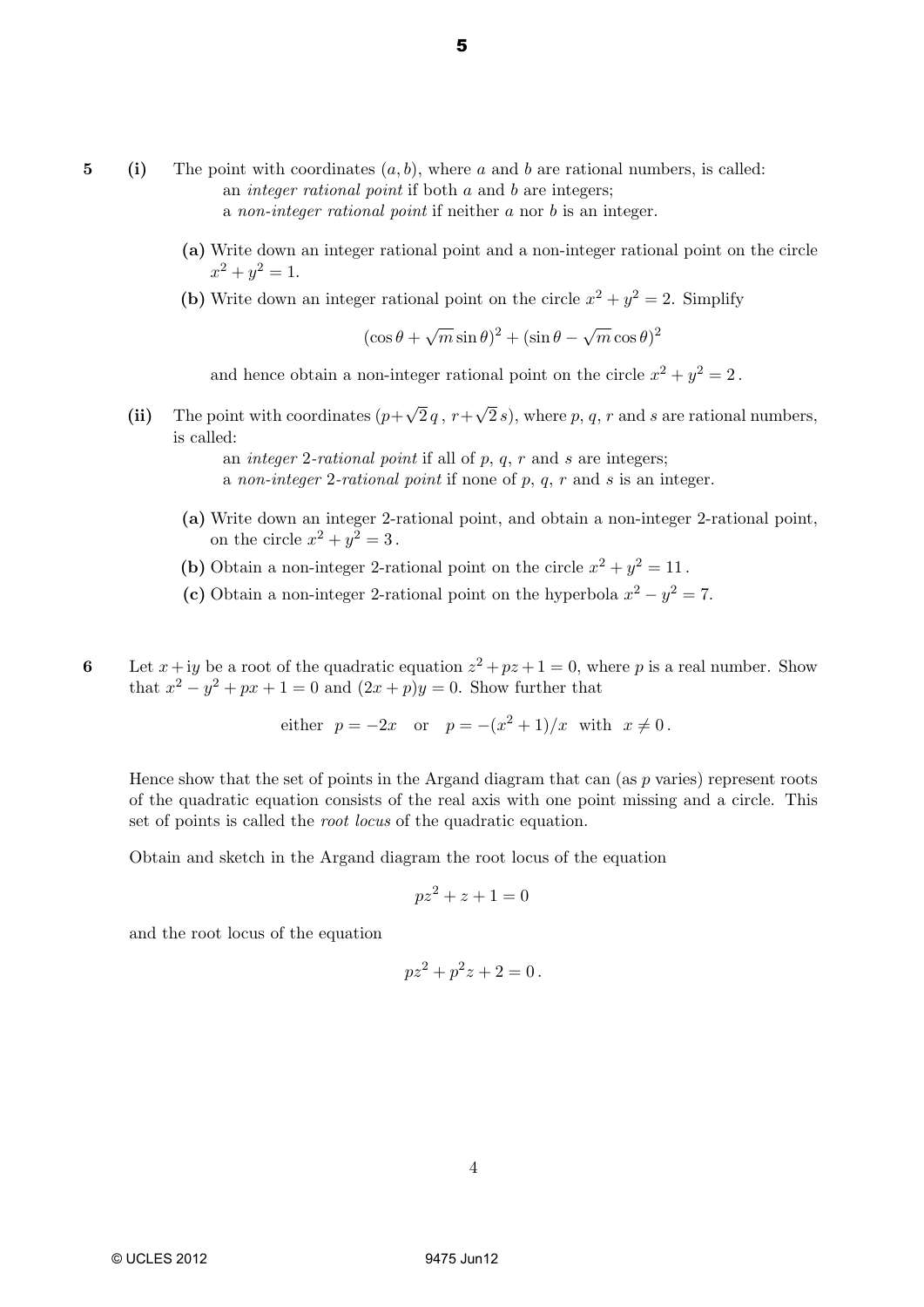**5** **(i)** The point with coordinates $(a, b)$, where $a$ and $b$ are rational numbers, is called:

an *integer rational point* if both $a$ and $b$ are integers;

a *non-integer rational point* if neither $a$ nor $b$ is an integer.

**(a)** Write down an integer rational point and a non-integer rational point on the circle $x^2 + y^2 = 1$.

**(b)** Write down an integer rational point on the circle $x^2 + y^2 = 2$. Simplify

$$(\cos\theta + \sqrt{m}\sin\theta)^2 + (\sin\theta - \sqrt{m}\cos\theta)^2$$

and hence obtain a non-integer rational point on the circle $x^2 + y^2 = 2$.

**(ii)** The point with coordinates $(p+\sqrt{2}\,q\,,\ r+\sqrt{2}\,s)$, where $p$, $q$, $r$ and $s$ are rational numbers, is called:

an *integer 2-rational point* if all of $p$, $q$, $r$ and $s$ are integers;

a *non-integer 2-rational point* if none of $p$, $q$, $r$ and $s$ is an integer.

**(a)** Write down an integer 2-rational point, and obtain a non-integer 2-rational point, on the circle $x^2 + y^2 = 3$.

**(b)** Obtain a non-integer 2-rational point on the circle $x^2 + y^2 = 11$.

**(c)** Obtain a non-integer 2-rational point on the hyperbola $x^2 - y^2 = 7$.

**6** Let $x + \mathrm{i}y$ be a root of the quadratic equation $z^2 + pz + 1 = 0$, where $p$ is a real number. Show that $x^2 - y^2 + px + 1 = 0$ and $(2x + p)y = 0$. Show further that

$$\text{either } \ p = -2x \quad \text{or} \quad p = -(x^2 + 1)/x \ \text{ with } \ x \neq 0\,.$$

Hence show that the set of points in the Argand diagram that can (as $p$ varies) represent roots of the quadratic equation consists of the real axis with one point missing and a circle. This set of points is called the *root locus* of the quadratic equation.

Obtain and sketch in the Argand diagram the root locus of the equation

$$pz^2 + z + 1 = 0$$

and the root locus of the equation

$$pz^2 + p^2z + 2 = 0\,.$$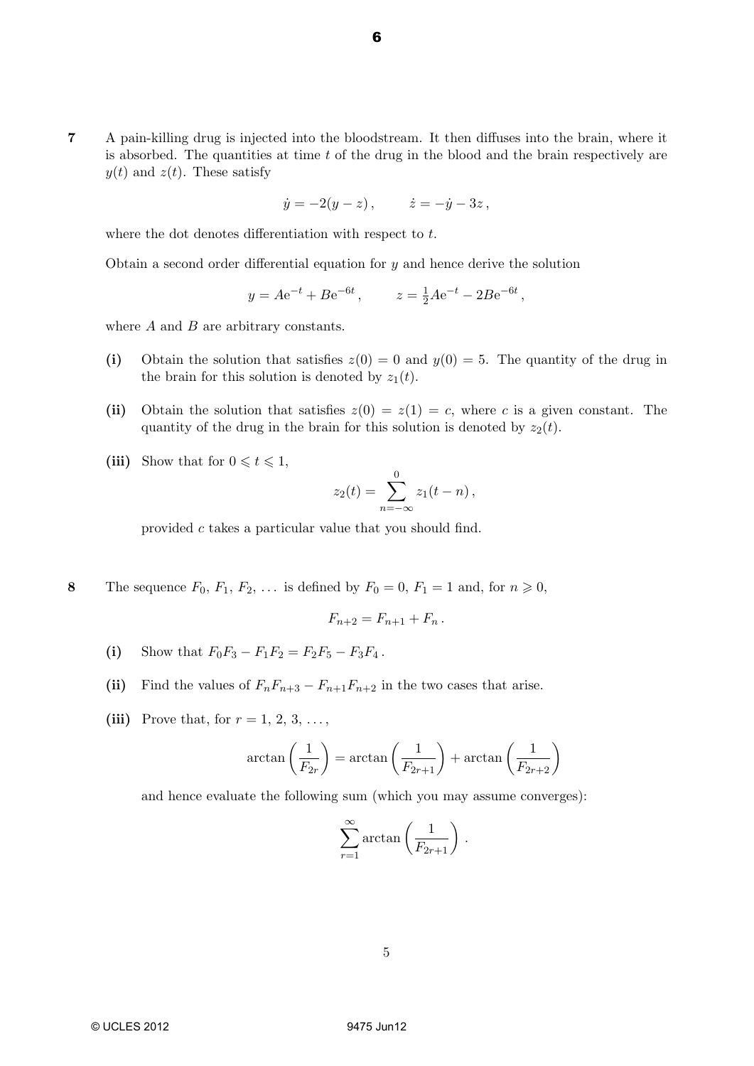**7** A pain-killing drug is injected into the bloodstream. It then diffuses into the brain, where it is absorbed. The quantities at time $t$ of the drug in the blood and the brain respectively are $y(t)$ and $z(t)$. These satisfy

$$\dot{y} = -2(y - z)\,, \qquad \dot{z} = -\dot{y} - 3z\,,$$

where the dot denotes differentiation with respect to $t$.

Obtain a second order differential equation for $y$ and hence derive the solution

$$y = A\mathrm{e}^{-t} + B\mathrm{e}^{-6t}\,, \qquad z = \tfrac{1}{2}A\mathrm{e}^{-t} - 2B\mathrm{e}^{-6t}\,,$$

where $A$ and $B$ are arbitrary constants.

**(i)** Obtain the solution that satisfies $z(0) = 0$ and $y(0) = 5$. The quantity of the drug in the brain for this solution is denoted by $z_1(t)$.

**(ii)** Obtain the solution that satisfies $z(0) = z(1) = c$, where $c$ is a given constant. The quantity of the drug in the brain for this solution is denoted by $z_2(t)$.

**(iii)** Show that for $0 \leqslant t \leqslant 1$,

$$z_2(t) = \sum_{n=-\infty}^{0} z_1(t - n)\,,$$

provided $c$ takes a particular value that you should find.

**8** The sequence $F_0$, $F_1$, $F_2$, $\ldots$ is defined by $F_0 = 0$, $F_1 = 1$ and, for $n \geqslant 0$,

$$F_{n+2} = F_{n+1} + F_n\,.$$

**(i)** Show that $F_0F_3 - F_1F_2 = F_2F_5 - F_3F_4$.

**(ii)** Find the values of $F_nF_{n+3} - F_{n+1}F_{n+2}$ in the two cases that arise.

**(iii)** Prove that, for $r = 1, 2, 3, \ldots$,

$$\arctan\left(\frac{1}{F_{2r}}\right) = \arctan\left(\frac{1}{F_{2r+1}}\right) + \arctan\left(\frac{1}{F_{2r+2}}\right)$$

and hence evaluate the following sum (which you may assume converges):

$$\sum_{r=1}^{\infty} \arctan\left(\frac{1}{F_{2r+1}}\right).$$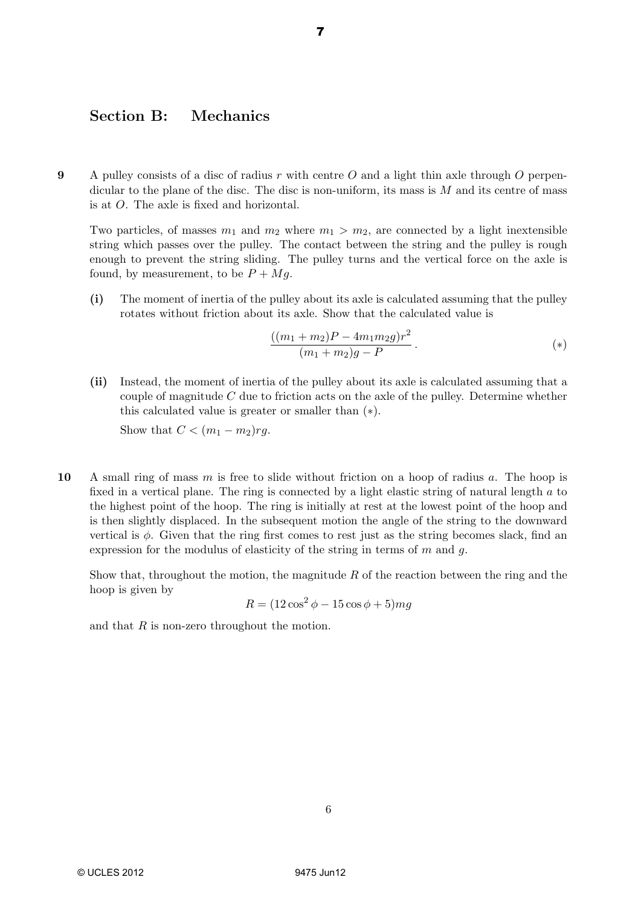## Section B: Mechanics

**9** A pulley consists of a disc of radius $r$ with centre $O$ and a light thin axle through $O$ perpendicular to the plane of the disc. The disc is non-uniform, its mass is $M$ and its centre of mass is at $O$. The axle is fixed and horizontal.

Two particles, of masses $m_1$ and $m_2$ where $m_1 > m_2$, are connected by a light inextensible string which passes over the pulley. The contact between the string and the pulley is rough enough to prevent the string sliding. The pulley turns and the vertical force on the axle is found, by measurement, to be $P + Mg$.

**(i)** The moment of inertia of the pulley about its axle is calculated assuming that the pulley rotates without friction about its axle. Show that the calculated value is

$$\frac{((m_1 + m_2)P - 4m_1m_2g)r^2}{(m_1 + m_2)g - P}. \qquad (*)$$

**(ii)** Instead, the moment of inertia of the pulley about its axle is calculated assuming that a couple of magnitude $C$ due to friction acts on the axle of the pulley. Determine whether this calculated value is greater or smaller than $(*)$.

Show that $C < (m_1 - m_2)rg$.

**10** A small ring of mass $m$ is free to slide without friction on a hoop of radius $a$. The hoop is fixed in a vertical plane. The ring is connected by a light elastic string of natural length $a$ to the highest point of the hoop. The ring is initially at rest at the lowest point of the hoop and is then slightly displaced. In the subsequent motion the angle of the string to the downward vertical is $\phi$. Given that the ring first comes to rest just as the string becomes slack, find an expression for the modulus of elasticity of the string in terms of $m$ and $g$.

Show that, throughout the motion, the magnitude $R$ of the reaction between the ring and the hoop is given by

$$R = (12\cos^2\phi - 15\cos\phi + 5)mg$$

and that $R$ is non-zero throughout the motion.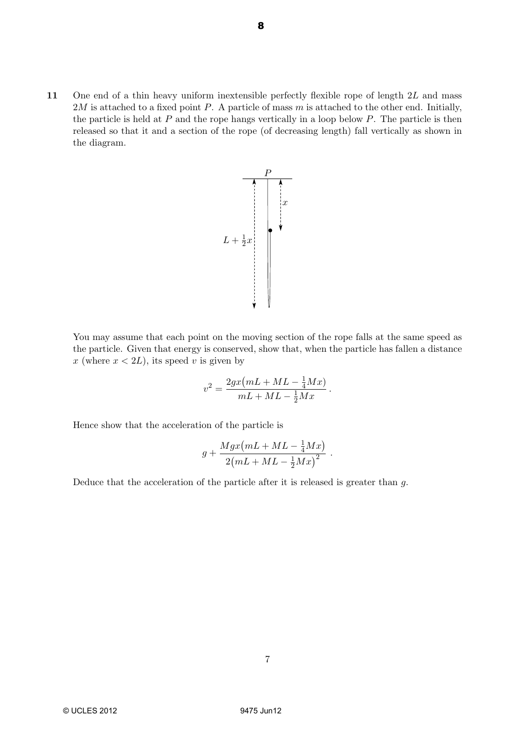**11** One end of a thin heavy uniform inextensible perfectly flexible rope of length $2L$ and mass $2M$ is attached to a fixed point $P$. A particle of mass $m$ is attached to the other end. Initially, the particle is held at $P$ and the rope hangs vertically in a loop below $P$. The particle is then released so that it and a section of the rope (of decreasing length) fall vertically as shown in the diagram.

You may assume that each point on the moving section of the rope falls at the same speed as the particle. Given that energy is conserved, show that, when the particle has fallen a distance $x$ (where $x < 2L$), its speed $v$ is given by

$$v^2 = \frac{2gx\big(mL + ML - \frac{1}{4}Mx\big)}{mL + ML - \frac{1}{2}Mx}.$$

Hence show that the acceleration of the particle is

$$g + \frac{Mgx\big(mL + ML - \frac{1}{4}Mx\big)}{2\big(mL + ML - \frac{1}{2}Mx\big)^2}.$$

Deduce that the acceleration of the particle after it is released is greater than $g$.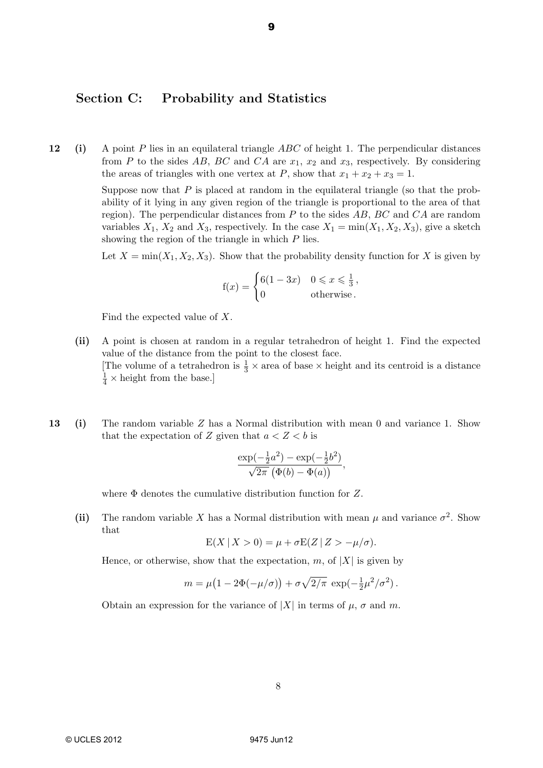## Section C: Probability and Statistics

**12 (i)** A point $P$ lies in an equilateral triangle $ABC$ of height 1. The perpendicular distances from $P$ to the sides $AB$, $BC$ and $CA$ are $x_1$, $x_2$ and $x_3$, respectively. By considering the areas of triangles with one vertex at $P$, show that $x_1 + x_2 + x_3 = 1$.

Suppose now that $P$ is placed at random in the equilateral triangle (so that the probability of it lying in any given region of the triangle is proportional to the area of that region). The perpendicular distances from $P$ to the sides $AB$, $BC$ and $CA$ are random variables $X_1$, $X_2$ and $X_3$, respectively. In the case $X_1 = \min(X_1, X_2, X_3)$, give a sketch showing the region of the triangle in which $P$ lies.

Let $X = \min(X_1, X_2, X_3)$. Show that the probability density function for $X$ is given by

$$\mathrm{f}(x) = \begin{cases} 6(1-3x) & 0 \leqslant x \leqslant \frac{1}{3}\,, \\ 0 & \text{otherwise}\,. \end{cases}$$

Find the expected value of $X$.

**(ii)** A point is chosen at random in a regular tetrahedron of height 1. Find the expected value of the distance from the point to the closest face.
[The volume of a tetrahedron is $\frac{1}{3} \times$ area of base $\times$ height and its centroid is a distance $\frac{1}{4} \times$ height from the base.]

**13 (i)** The random variable $Z$ has a Normal distribution with mean 0 and variance 1. Show that the expectation of $Z$ given that $a < Z < b$ is

$$\frac{\exp(-\frac{1}{2}a^2) - \exp(-\frac{1}{2}b^2)}{\sqrt{2\pi}\,\big(\Phi(b) - \Phi(a)\big)},$$

where $\Phi$ denotes the cumulative distribution function for $Z$.

**(ii)** The random variable $X$ has a Normal distribution with mean $\mu$ and variance $\sigma^2$. Show that

$$\mathrm{E}(X \mid X > 0) = \mu + \sigma \mathrm{E}(Z \mid Z > -\mu/\sigma).$$

Hence, or otherwise, show that the expectation, $m$, of $|X|$ is given by

$$m = \mu\big(1 - 2\Phi(-\mu/\sigma)\big) + \sigma\sqrt{2/\pi}\,\exp(-\tfrac{1}{2}\mu^2/\sigma^2)\,.$$

Obtain an expression for the variance of $|X|$ in terms of $\mu$, $\sigma$ and $m$.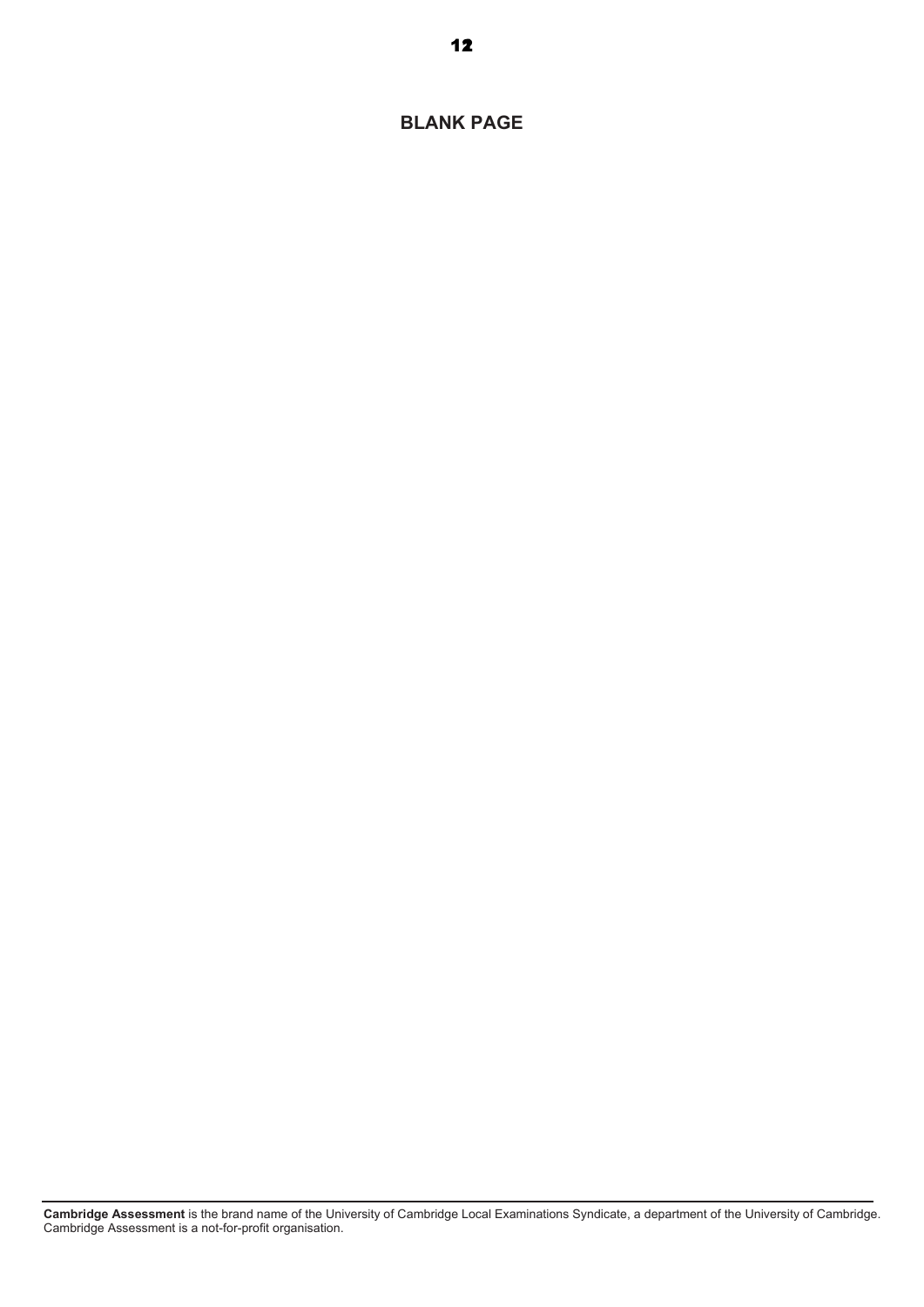**BLANK PAGE**

**Cambridge Assessment** is the brand name of the University of Cambridge Local Examinations Syndicate, a department of the University of Cambridge. Cambridge Assessment is a not-for-profit organisation.